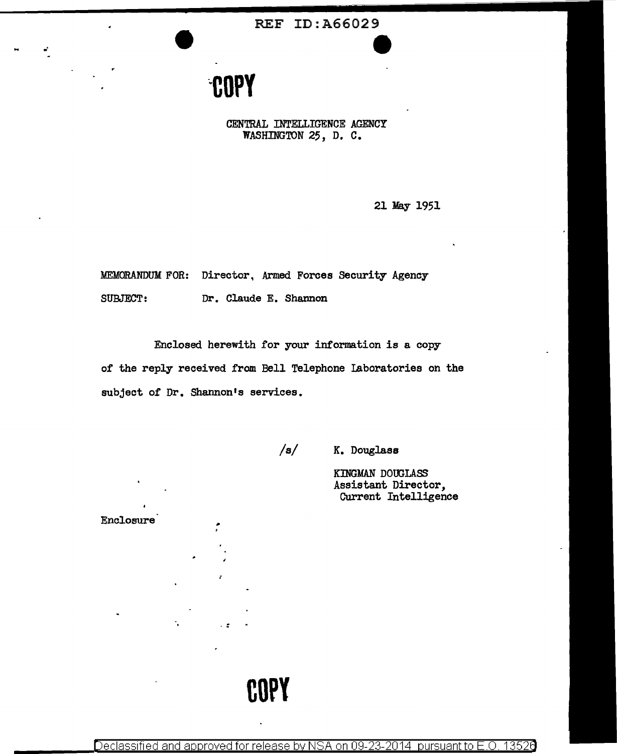REF ID:A66029

**COPY**

CENTRAL INTELLIGENCE AGENCY
WASHINGTON 25, D. C.

21 May 1951

MEMORANDUM FOR: Director, Armed Forces Security Agency

SUBJECT: Dr. Claude E. Shannon

Enclosed herewith for your information is a copy of the reply received from Bell Telephone Laboratories on the subject of Dr. Shannon's services.

/s/ K. Douglass

KINGMAN DOUGLASS
Assistant Director,
Current Intelligence

Enclosure

**COPY**

Declassified and approved for release by NSA on 09-23-2014 pursuant to E.O. 13526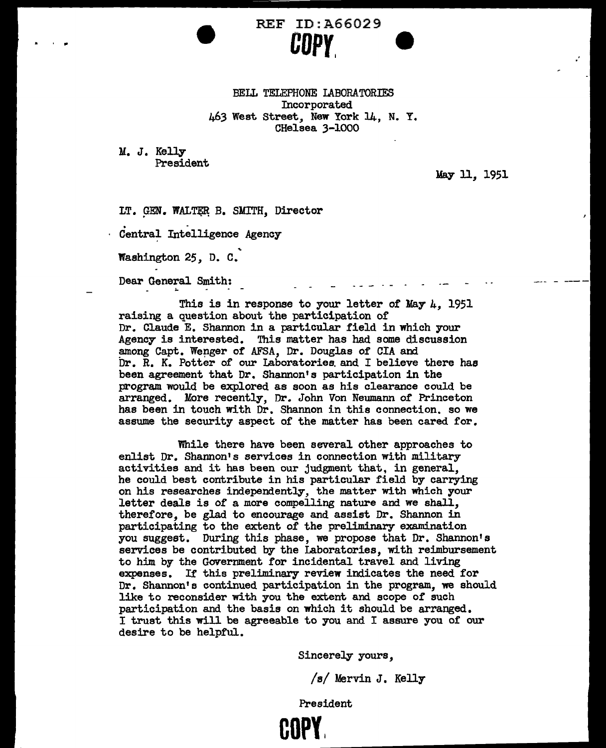REF ID:A66029

**COPY**

BELL TELEPHONE LABORATORIES
Incorporated
463 West Street, New York 14, N. Y.
CHelsea 3-1000

M. J. Kelly
President

May 11, 1951

LT. GEN. WALTER B. SMITH, Director

Central Intelligence Agency

Washington 25, D. C.

Dear General Smith:

This is in response to your letter of May 4, 1951 raising a question about the participation of Dr. Claude E. Shannon in a particular field in which your Agency is interested. This matter has had some discussion among Capt. Wenger of AFSA, Dr. Douglas of CIA and Dr. R. K. Potter of our Laboratories and I believe there has been agreement that Dr. Shannon's participation in the program would be explored as soon as his clearance could be arranged. More recently, Dr. John Von Neumann of Princeton has been in touch with Dr. Shannon in this connection, so we assume the security aspect of the matter has been cared for.

While there have been several other approaches to enlist Dr. Shannon's services in connection with military activities and it has been our judgment that, in general, he could best contribute in his particular field by carrying on his researches independently, the matter with which your letter deals is of a more compelling nature and we shall, therefore, be glad to encourage and assist Dr. Shannon in participating to the extent of the preliminary examination you suggest. During this phase, we propose that Dr. Shannon's services be contributed by the Laboratories, with reimbursement to him by the Government for incidental travel and living expenses. If this preliminary review indicates the need for Dr. Shannon's continued participation in the program, we should like to reconsider with you the extent and scope of such participation and the basis on which it should be arranged. I trust this will be agreeable to you and I assure you of our desire to be helpful.

Sincerely yours,

/s/ Mervin J. Kelly

President

**COPY**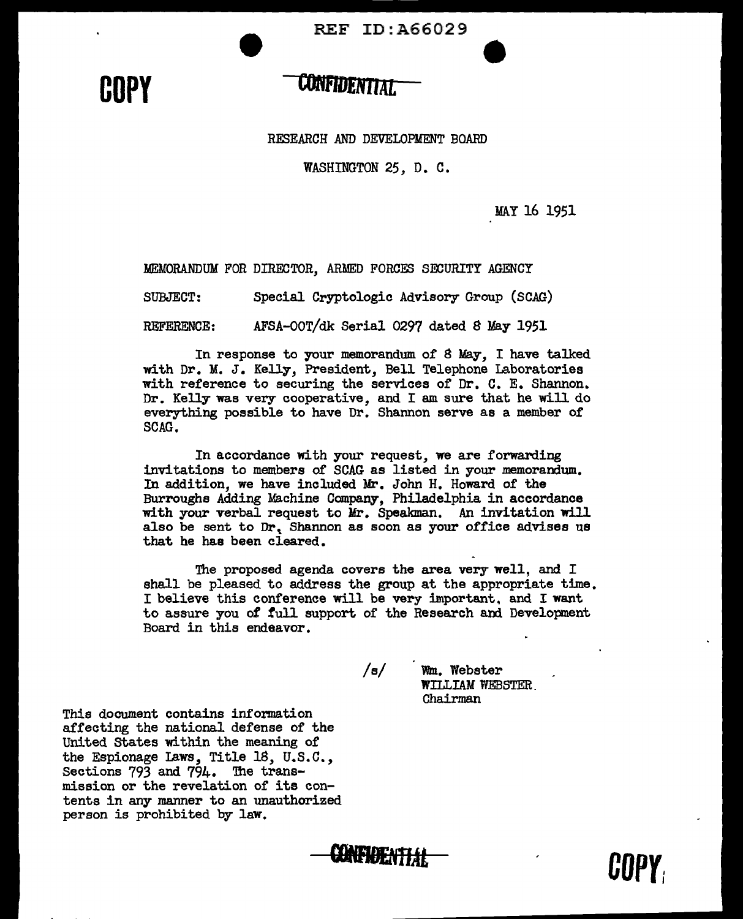REF ID:A66029

**COPY**

**CONFIDENTIAL**

RESEARCH AND DEVELOPMENT BOARD

WASHINGTON 25, D. C.

MAY 16 1951

MEMORANDUM FOR DIRECTOR, ARMED FORCES SECURITY AGENCY

SUBJECT: Special Cryptologic Advisory Group (SCAG)

REFERENCE: AFSA-00T/dk Serial 0297 dated 8 May 1951

In response to your memorandum of 8 May, I have talked with Dr. M. J. Kelly, President, Bell Telephone Laboratories with reference to securing the services of Dr. C. E. Shannon. Dr. Kelly was very cooperative, and I am sure that he will do everything possible to have Dr. Shannon serve as a member of SCAG.

In accordance with your request, we are forwarding invitations to members of SCAG as listed in your memorandum. In addition, we have included Mr. John H. Howard of the Burroughs Adding Machine Company, Philadelphia in accordance with your verbal request to Mr. Speakman. An invitation will also be sent to Dr. Shannon as soon as your office advises us that he has been cleared.

The proposed agenda covers the area very well, and I shall be pleased to address the group at the appropriate time. I believe this conference will be very important, and I want to assure you of full support of the Research and Development Board in this endeavor.

/s/ Wm. Webster
WILLIAM WEBSTER
Chairman

This document contains information affecting the national defense of the United States within the meaning of the Espionage Laws, Title 18, U.S.C., Sections 793 and 794. The transmission or the revelation of its contents in any manner to an unauthorized person is prohibited by law.

**CONFIDENTIAL**

**COPY**